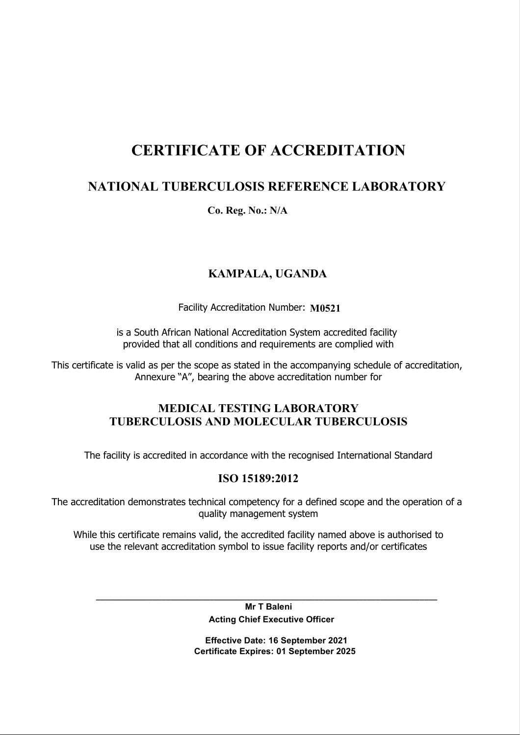# CERTIFICATE OF ACCREDITATION

## NATIONAL TUBERCULOSIS REFERENCE LABORATORY

**Co. Reg. No.: N/A**

### KAMPALA, UGANDA

Facility Accreditation Number: **M0521**

is a South African National Accreditation System accredited facility provided that all conditions and requirements are complied with

This certificate is valid as per the scope as stated in the accompanying schedule of accreditation, Annexure "A", bearing the above accreditation number for

### MEDICAL TESTING LABORATORY
### TUBERCULOSIS AND MOLECULAR TUBERCULOSIS

The facility is accredited in accordance with the recognised International Standard

### ISO 15189:2012

The accreditation demonstrates technical competency for a defined scope and the operation of a quality management system

While this certificate remains valid, the accredited facility named above is authorised to use the relevant accreditation symbol to issue facility reports and/or certificates

______________________________

**Mr T Baleni**

**Acting Chief Executive Officer**

**Effective Date: 16 September 2021**

**Certificate Expires: 01 September 2025**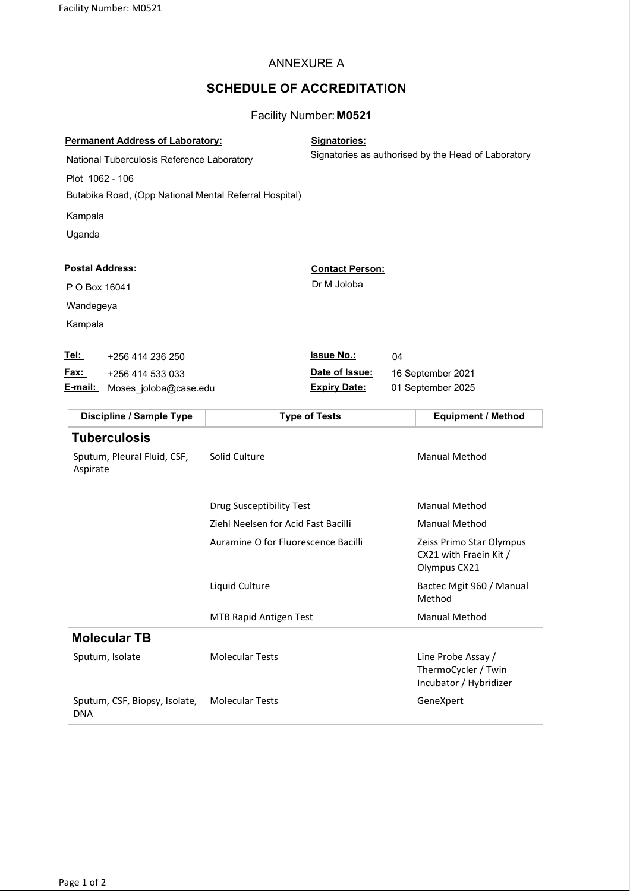ANNEXURE A

## SCHEDULE OF ACCREDITATION

Facility Number: **M0521**

**Permanent Address of Laboratory:**

National Tuberculosis Reference Laboratory

Plot 1062 - 106

Butabika Road, (Opp National Mental Referral Hospital)

Kampala

Uganda

**Signatories:**

Signatories as authorised by the Head of Laboratory

**Postal Address:**

P O Box 16041

Wandegeya

Kampala

**Contact Person:**

Dr M Joloba

**Tel:** +256 414 236 250

**Fax:** +256 414 533 033

**E-mail:** Moses_joloba@case.edu

**Issue No.:** 04

**Date of Issue:** 16 September 2021

**Expiry Date:** 01 September 2025

| Discipline / Sample Type | Type of Tests | Equipment / Method |
|---|---|---|
| **Tuberculosis** | | |
| Sputum, Pleural Fluid, CSF, Aspirate | Solid Culture | Manual Method |
| | Drug Susceptibility Test | Manual Method |
| | Ziehl Neelsen for Acid Fast Bacilli | Manual Method |
| | Auramine O for Fluorescence Bacilli | Zeiss Primo Star Olympus CX21 with Fraein Kit / Olympus CX21 |
| | Liquid Culture | Bactec Mgit 960 / Manual Method |
| | MTB Rapid Antigen Test | Manual Method |
| **Molecular TB** | | |
| Sputum, Isolate | Molecular Tests | Line Probe Assay / ThermoCycler / Twin Incubator / Hybridizer |
| Sputum, CSF, Biopsy, Isolate, DNA | Molecular Tests | GeneXpert |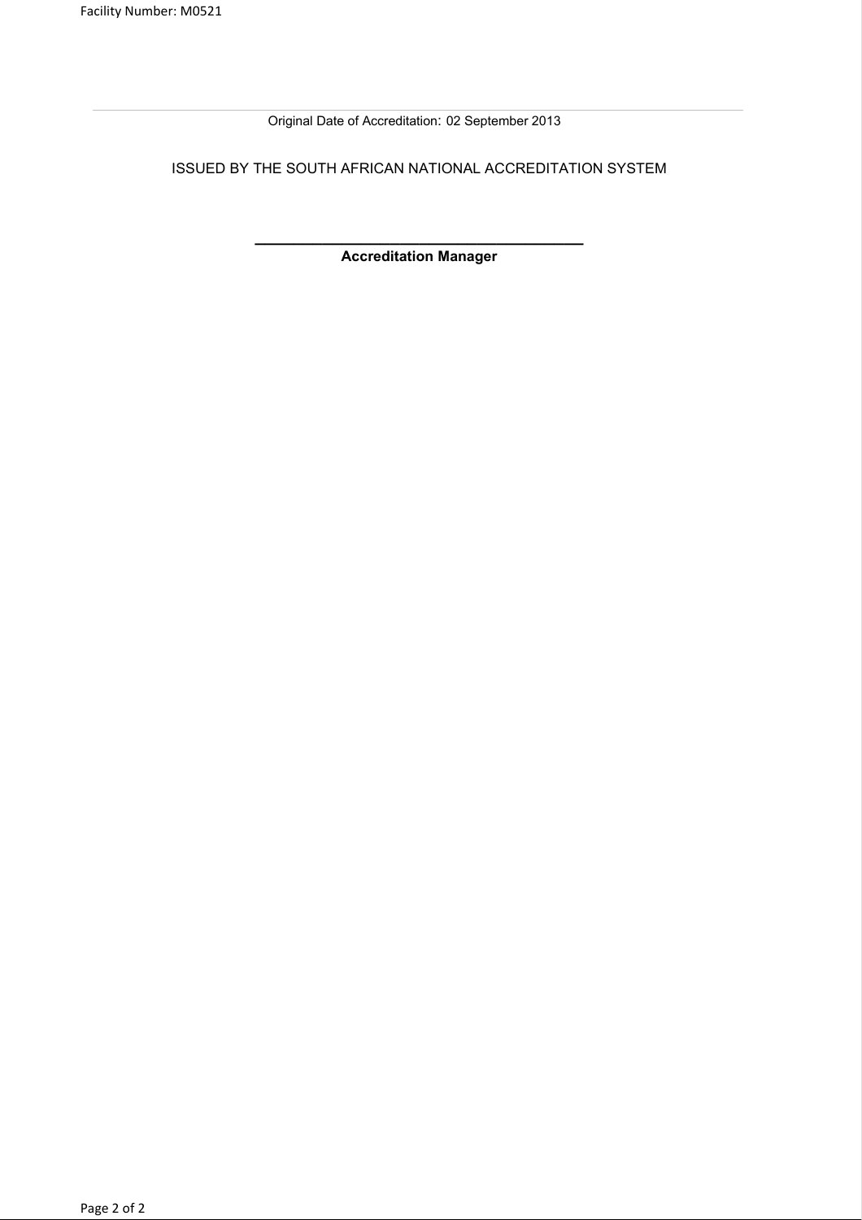Original Date of Accreditation: 02 September 2013

ISSUED BY THE SOUTH AFRICAN NATIONAL ACCREDITATION SYSTEM

\_\_\_\_\_\_\_\_\_\_\_\_\_\_\_\_\_\_\_\_\_\_\_\_\_\_\_\_\_\_\_\_\_\_\_\_\_\_\_\_

**Accreditation Manager**